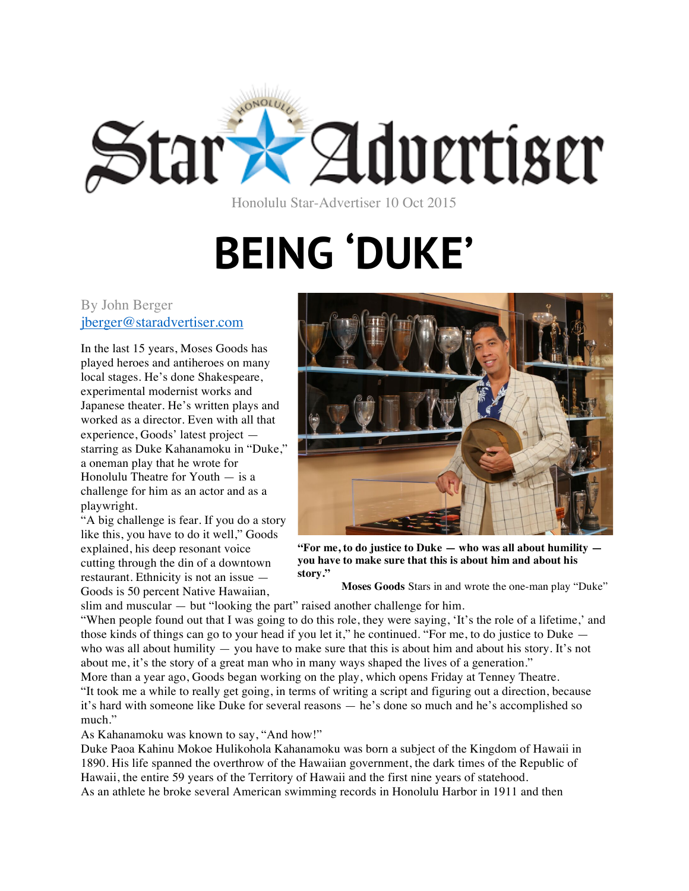Honolulu Star-Advertiser 10 Oct 2015

# BEING 'DUKE'

By John Berger
jberger@staradvertiser.com

"For me, to do justice to Duke — who was all about humility — you have to make sure that this is about him and about his story."

**Moses Goods** Stars in and wrote the one-man play "Duke"

In the last 15 years, Moses Goods has played heroes and antiheroes on many local stages. He's done Shakespeare, experimental modernist works and Japanese theater. He's written plays and worked as a director. Even with all that experience, Goods' latest project — starring as Duke Kahanamoku in "Duke," a oneman play that he wrote for Honolulu Theatre for Youth — is a challenge for him as an actor and as a playwright.

"A big challenge is fear. If you do a story like this, you have to do it well," Goods explained, his deep resonant voice cutting through the din of a downtown restaurant. Ethnicity is not an issue — Goods is 50 percent Native Hawaiian, slim and muscular — but "looking the part" raised another challenge for him.

"When people found out that I was going to do this role, they were saying, 'It's the role of a lifetime,' and those kinds of things can go to your head if you let it," he continued. "For me, to do justice to Duke — who was all about humility — you have to make sure that this is about him and about his story. It's not about me, it's the story of a great man who in many ways shaped the lives of a generation."

More than a year ago, Goods began working on the play, which opens Friday at Tenney Theatre.

"It took me a while to really get going, in terms of writing a script and figuring out a direction, because it's hard with someone like Duke for several reasons — he's done so much and he's accomplished so much."

As Kahanamoku was known to say, "And how!"

Duke Paoa Kahinu Mokoe Hulikohola Kahanamoku was born a subject of the Kingdom of Hawaii in 1890. His life spanned the overthrow of the Hawaiian government, the dark times of the Republic of Hawaii, the entire 59 years of the Territory of Hawaii and the first nine years of statehood.

As an athlete he broke several American swimming records in Honolulu Harbor in 1911 and then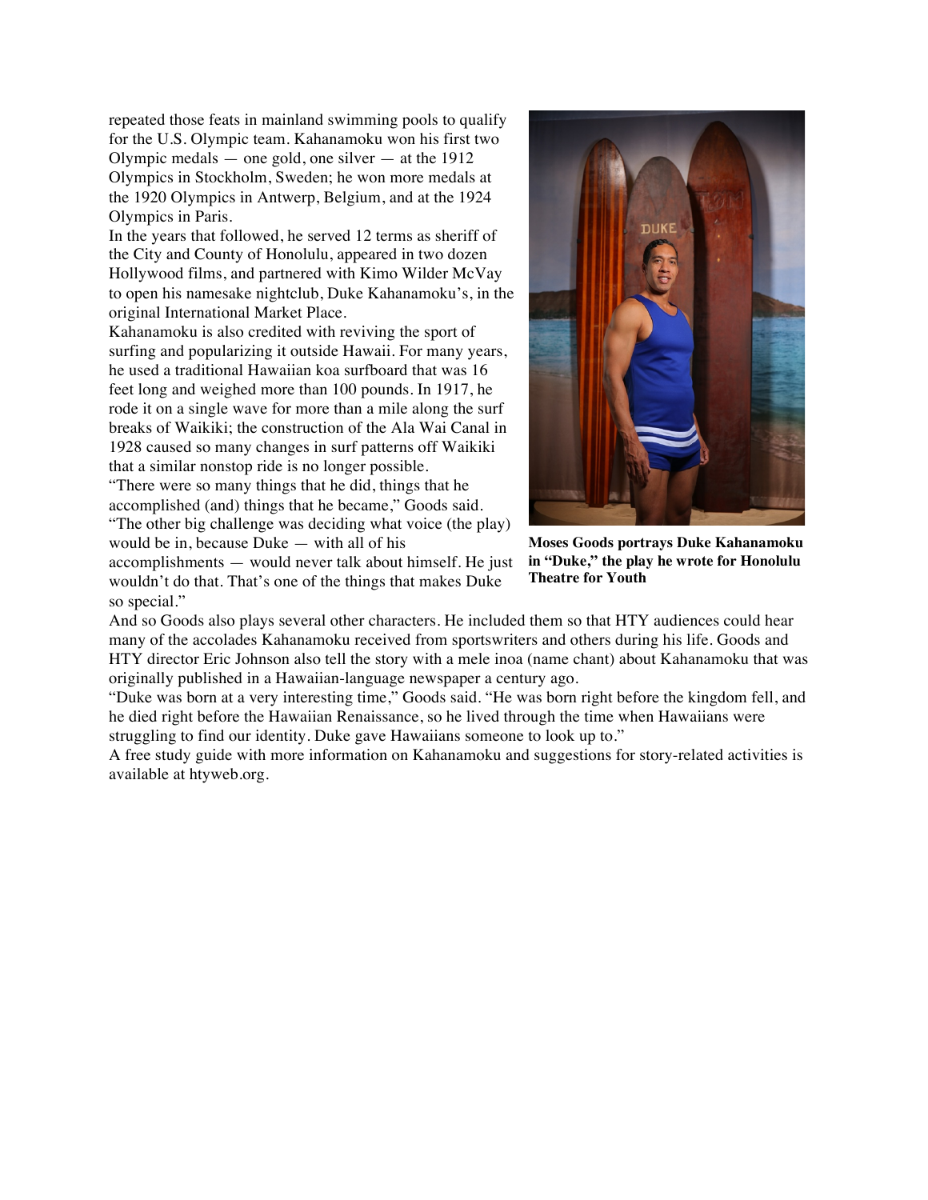repeated those feats in mainland swimming pools to qualify for the U.S. Olympic team. Kahanamoku won his first two Olympic medals — one gold, one silver — at the 1912 Olympics in Stockholm, Sweden; he won more medals at the 1920 Olympics in Antwerp, Belgium, and at the 1924 Olympics in Paris.

In the years that followed, he served 12 terms as sheriff of the City and County of Honolulu, appeared in two dozen Hollywood films, and partnered with Kimo Wilder McVay to open his namesake nightclub, Duke Kahanamoku's, in the original International Market Place.

Kahanamoku is also credited with reviving the sport of surfing and popularizing it outside Hawaii. For many years, he used a traditional Hawaiian koa surfboard that was 16 feet long and weighed more than 100 pounds. In 1917, he rode it on a single wave for more than a mile along the surf breaks of Waikiki; the construction of the Ala Wai Canal in 1928 caused so many changes in surf patterns off Waikiki that a similar nonstop ride is no longer possible.

"There were so many things that he did, things that he accomplished (and) things that he became," Goods said. "The other big challenge was deciding what voice (the play) would be in, because Duke — with all of his accomplishments — would never talk about himself. He just wouldn't do that. That's one of the things that makes Duke so special."

**Moses Goods portrays Duke Kahanamoku in "Duke," the play he wrote for Honolulu Theatre for Youth**

And so Goods also plays several other characters. He included them so that HTY audiences could hear many of the accolades Kahanamoku received from sportswriters and others during his life. Goods and HTY director Eric Johnson also tell the story with a mele inoa (name chant) about Kahanamoku that was originally published in a Hawaiian-language newspaper a century ago.

"Duke was born at a very interesting time," Goods said. "He was born right before the kingdom fell, and he died right before the Hawaiian Renaissance, so he lived through the time when Hawaiians were struggling to find our identity. Duke gave Hawaiians someone to look up to."

A free study guide with more information on Kahanamoku and suggestions for story-related activities is available at htyweb.org.